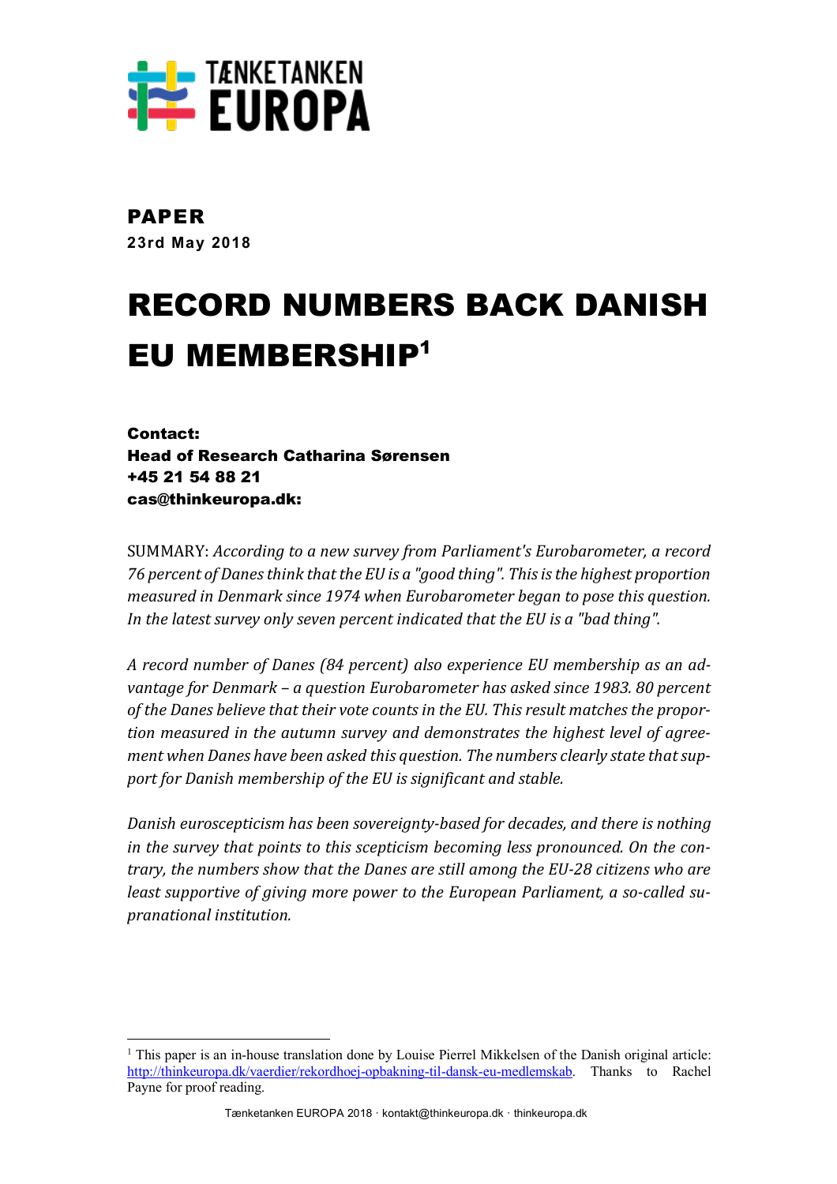TÆNKETANKEN EUROPA

**PAPER**
**23rd May 2018**

# RECORD NUMBERS BACK DANISH EU MEMBERSHIP[1]

**Contact:**
**Head of Research Catharina Sørensen**
**+45 21 54 88 21**
**cas@thinkeuropa.dk:**

SUMMARY: *According to a new survey from Parliament's Eurobarometer, a record 76 percent of Danes think that the EU is a "good thing". This is the highest proportion measured in Denmark since 1974 when Eurobarometer began to pose this question. In the latest survey only seven percent indicated that the EU is a "bad thing".*

*A record number of Danes (84 percent) also experience EU membership as an advantage for Denmark – a question Eurobarometer has asked since 1983. 80 percent of the Danes believe that their vote counts in the EU. This result matches the proportion measured in the autumn survey and demonstrates the highest level of agreement when Danes have been asked this question. The numbers clearly state that support for Danish membership of the EU is significant and stable.*

*Danish euroscepticism has been sovereignty-based for decades, and there is nothing in the survey that points to this scepticism becoming less pronounced. On the contrary, the numbers show that the Danes are still among the EU-28 citizens who are least supportive of giving more power to the European Parliament, a so-called supranational institution.*

---

[1] This paper is an in-house translation done by Louise Pierrel Mikkelsen of the Danish original article: http://thinkeuropa.dk/vaerdier/rekordhoej-opbakning-til-dansk-eu-medlemskab. Thanks to Rachel Payne for proof reading.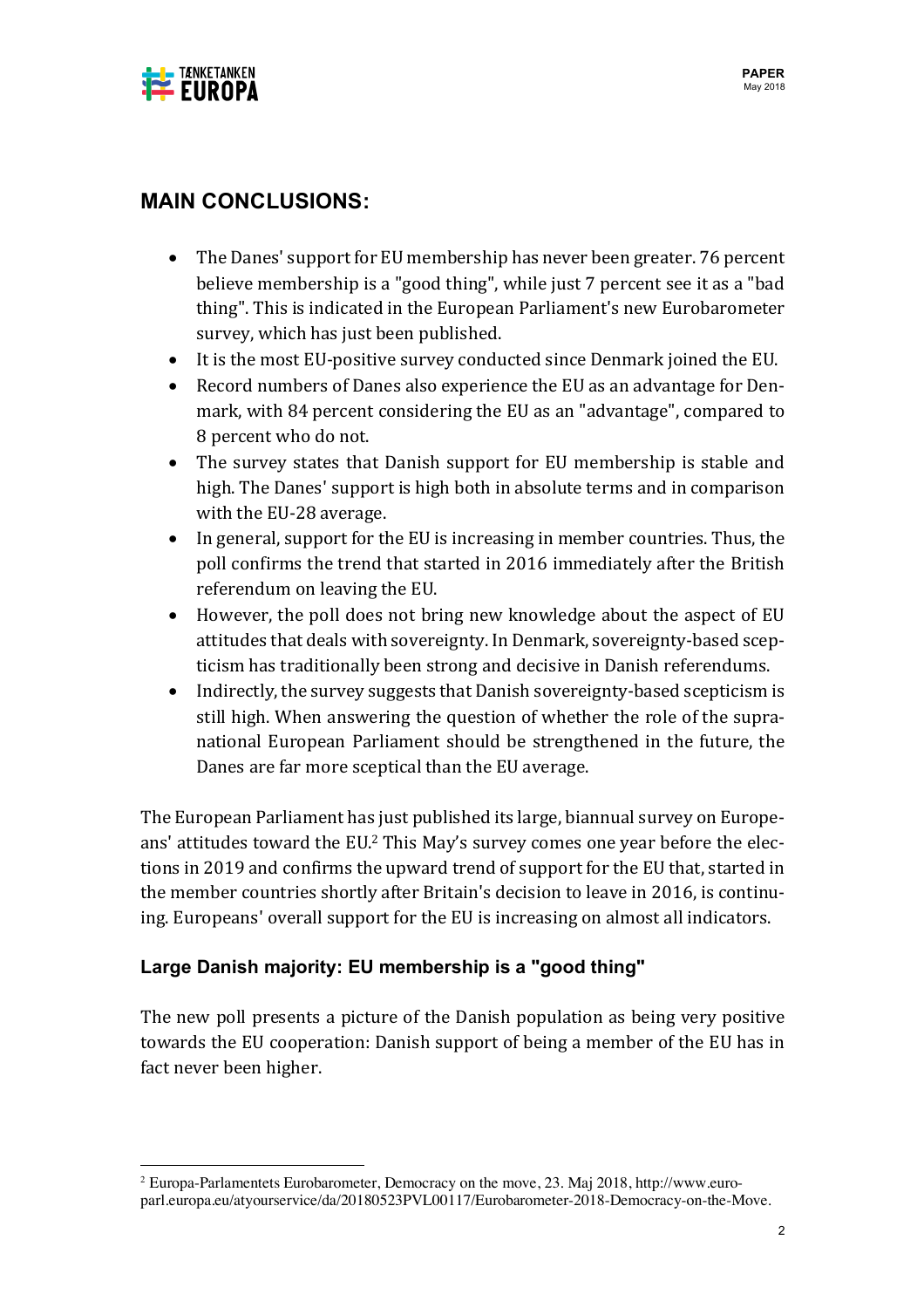## MAIN CONCLUSIONS:

- The Danes' support for EU membership has never been greater. 76 percent believe membership is a "good thing", while just 7 percent see it as a "bad thing". This is indicated in the European Parliament's new Eurobarometer survey, which has just been published.
- It is the most EU-positive survey conducted since Denmark joined the EU.
- Record numbers of Danes also experience the EU as an advantage for Denmark, with 84 percent considering the EU as an "advantage", compared to 8 percent who do not.
- The survey states that Danish support for EU membership is stable and high. The Danes' support is high both in absolute terms and in comparison with the EU-28 average.
- In general, support for the EU is increasing in member countries. Thus, the poll confirms the trend that started in 2016 immediately after the British referendum on leaving the EU.
- However, the poll does not bring new knowledge about the aspect of EU attitudes that deals with sovereignty. In Denmark, sovereignty-based scepticism has traditionally been strong and decisive in Danish referendums.
- Indirectly, the survey suggests that Danish sovereignty-based scepticism is still high. When answering the question of whether the role of the supranational European Parliament should be strengthened in the future, the Danes are far more sceptical than the EU average.

The European Parliament has just published its large, biannual survey on Europeans' attitudes toward the EU.[2] This May's survey comes one year before the elections in 2019 and confirms the upward trend of support for the EU that, started in the member countries shortly after Britain's decision to leave in 2016, is continuing. Europeans' overall support for the EU is increasing on almost all indicators.

### Large Danish majority: EU membership is a "good thing"

The new poll presents a picture of the Danish population as being very positive towards the EU cooperation: Danish support of being a member of the EU has in fact never been higher.

---

[2] Europa-Parlamentets Eurobarometer, Democracy on the move, 23. Maj 2018, http://www.europarl.europa.eu/atyourservice/da/20180523PVL00117/Eurobarometer-2018-Democracy-on-the-Move.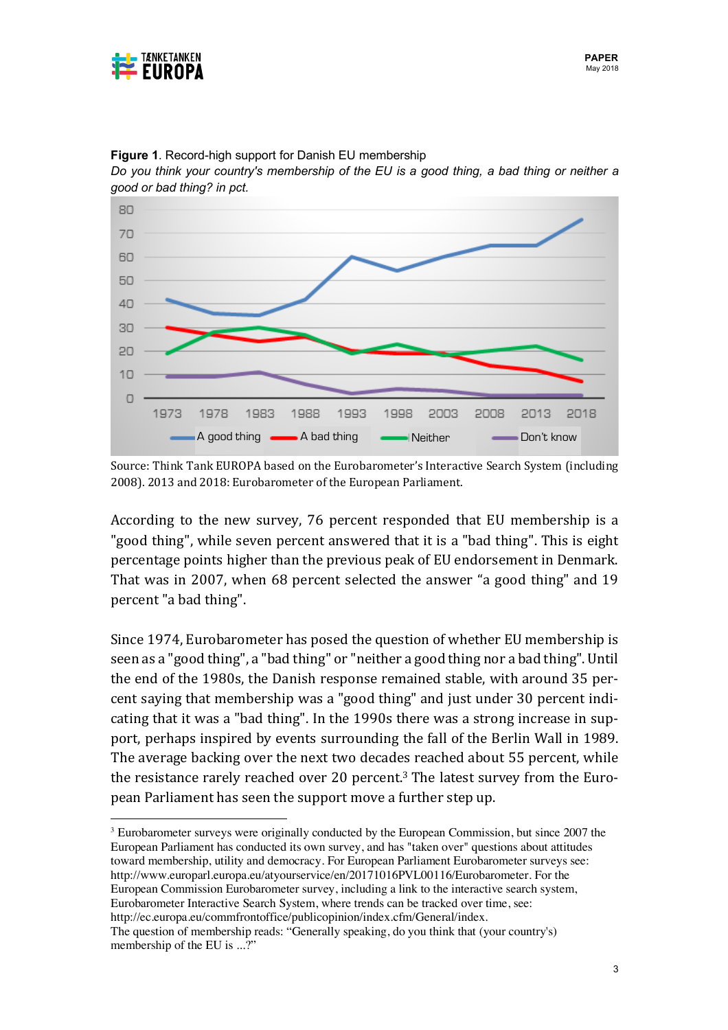**Figure 1**. Record-high support for Danish EU membership

*Do you think your country's membership of the EU is a good thing, a bad thing or neither a good or bad thing? in pct.*

Source: Think Tank EUROPA based on the Eurobarometer's Interactive Search System (including 2008). 2013 and 2018: Eurobarometer of the European Parliament.

According to the new survey, 76 percent responded that EU membership is a "good thing", while seven percent answered that it is a "bad thing". This is eight percentage points higher than the previous peak of EU endorsement in Denmark. That was in 2007, when 68 percent selected the answer "a good thing" and 19 percent "a bad thing".

Since 1974, Eurobarometer has posed the question of whether EU membership is seen as a "good thing", a "bad thing" or "neither a good thing nor a bad thing". Until the end of the 1980s, the Danish response remained stable, with around 35 percent saying that membership was a "good thing" and just under 30 percent indicating that it was a "bad thing". In the 1990s there was a strong increase in support, perhaps inspired by events surrounding the fall of the Berlin Wall in 1989. The average backing over the next two decades reached about 55 percent, while the resistance rarely reached over 20 percent.[3] The latest survey from the European Parliament has seen the support move a further step up.

---

[3] Eurobarometer surveys were originally conducted by the European Commission, but since 2007 the European Parliament has conducted its own survey, and has "taken over" questions about attitudes toward membership, utility and democracy. For European Parliament Eurobarometer surveys see: http://www.europarl.europa.eu/atyourservice/en/20171016PVL00116/Eurobarometer. For the European Commission Eurobarometer survey, including a link to the interactive search system, Eurobarometer Interactive Search System, where trends can be tracked over time, see: http://ec.europa.eu/commfrontoffice/publicopinion/index.cfm/General/index.
The question of membership reads: "Generally speaking, do you think that (your country's) membership of the EU is ...?"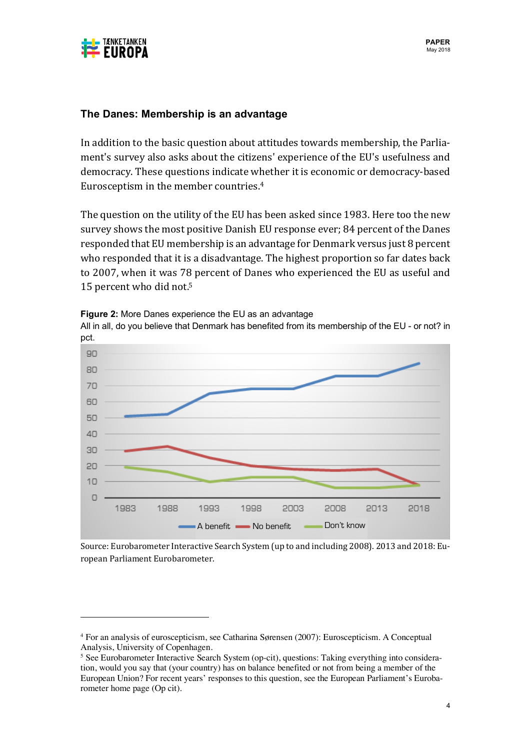## The Danes: Membership is an advantage

In addition to the basic question about attitudes towards membership, the Parliament's survey also asks about the citizens' experience of the EU's usefulness and democracy. These questions indicate whether it is economic or democracy-based Euroscepticism in the member countries.[4]

The question on the utility of the EU has been asked since 1983. Here too the new survey shows the most positive Danish EU response ever; 84 percent of the Danes responded that EU membership is an advantage for Denmark versus just 8 percent who responded that it is a disadvantage. The highest proportion so far dates back to 2007, when it was 78 percent of Danes who experienced the EU as useful and 15 percent who did not.[5]

**Figure 2:** More Danes experience the EU as an advantage
All in all, do you believe that Denmark has benefited from its membership of the EU - or not? in pct.

Source: Eurobarometer Interactive Search System (up to and including 2008). 2013 and 2018: European Parliament Eurobarometer.

---

[4] For an analysis of euroscepticism, see Catharina Sørensen (2007): Euroscepticism. A Conceptual Analysis, University of Copenhagen.

[5] See Eurobarometer Interactive Search System (op-cit), questions: Taking everything into consideration, would you say that (your country) has on balance benefited or not from being a member of the European Union? For recent years' responses to this question, see the European Parliament's Eurobarometer home page (Op cit).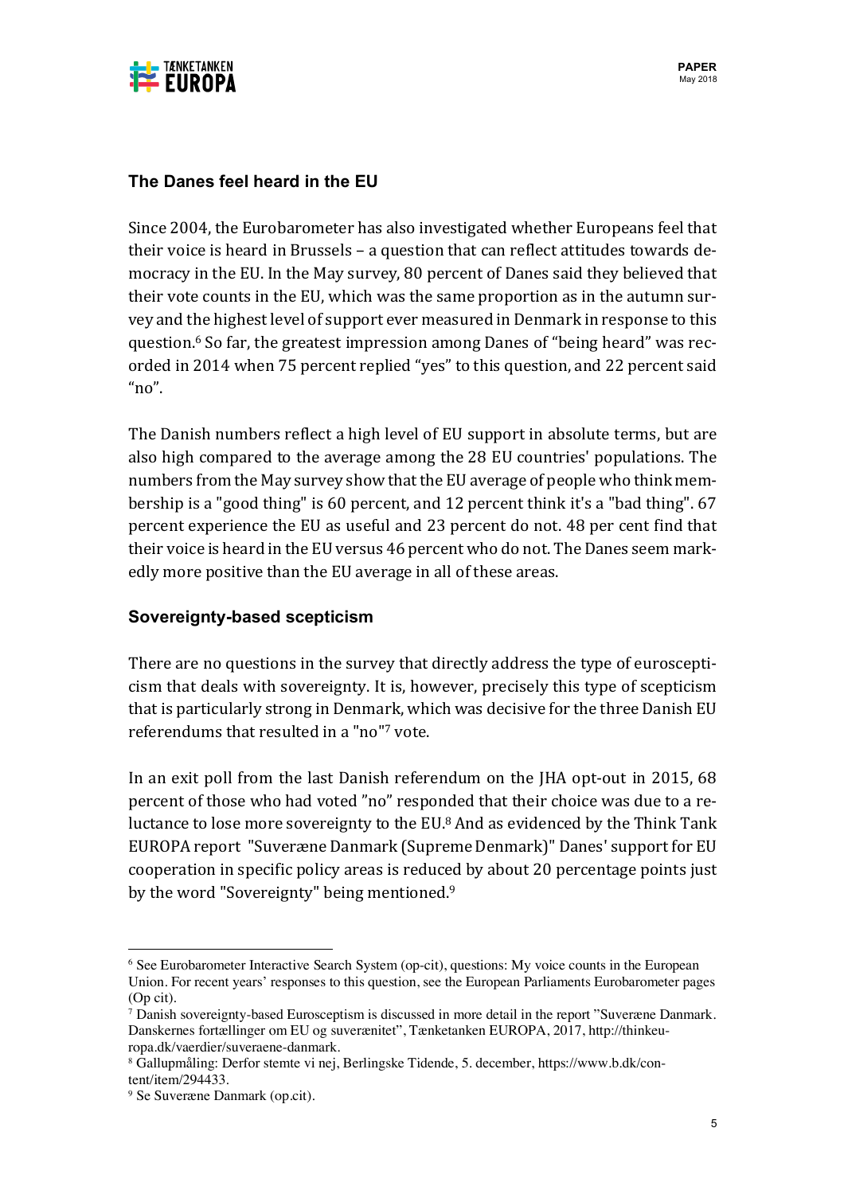## The Danes feel heard in the EU

Since 2004, the Eurobarometer has also investigated whether Europeans feel that their voice is heard in Brussels – a question that can reflect attitudes towards democracy in the EU. In the May survey, 80 percent of Danes said they believed that their vote counts in the EU, which was the same proportion as in the autumn survey and the highest level of support ever measured in Denmark in response to this question.[6] So far, the greatest impression among Danes of "being heard" was recorded in 2014 when 75 percent replied "yes" to this question, and 22 percent said "no".

The Danish numbers reflect a high level of EU support in absolute terms, but are also high compared to the average among the 28 EU countries' populations. The numbers from the May survey show that the EU average of people who think membership is a "good thing" is 60 percent, and 12 percent think it's a "bad thing". 67 percent experience the EU as useful and 23 percent do not. 48 per cent find that their voice is heard in the EU versus 46 percent who do not. The Danes seem markedly more positive than the EU average in all of these areas.

## Sovereignty-based scepticism

There are no questions in the survey that directly address the type of euroscepticism that deals with sovereignty. It is, however, precisely this type of scepticism that is particularly strong in Denmark, which was decisive for the three Danish EU referendums that resulted in a "no"[7] vote.

In an exit poll from the last Danish referendum on the JHA opt-out in 2015, 68 percent of those who had voted "no" responded that their choice was due to a reluctance to lose more sovereignty to the EU.[8] And as evidenced by the Think Tank EUROPA report "Suveræne Danmark (Supreme Denmark)" Danes' support for EU cooperation in specific policy areas is reduced by about 20 percentage points just by the word "Sovereignty" being mentioned.[9]

---

[6] See Eurobarometer Interactive Search System (op-cit), questions: My voice counts in the European Union. For recent years' responses to this question, see the European Parliaments Eurobarometer pages (Op cit).

[7] Danish sovereignty-based Euroscepticism is discussed in more detail in the report "Suveræne Danmark. Danskernes fortællinger om EU og suverænitet", Tænketanken EUROPA, 2017, http://thinkeuropa.dk/vaerdier/suveraene-danmark.

[8] Gallupmåling: Derfor stemte vi nej, Berlingske Tidende, 5. december, https://www.b.dk/content/item/294433.

[9] Se Suveræne Danmark (op.cit).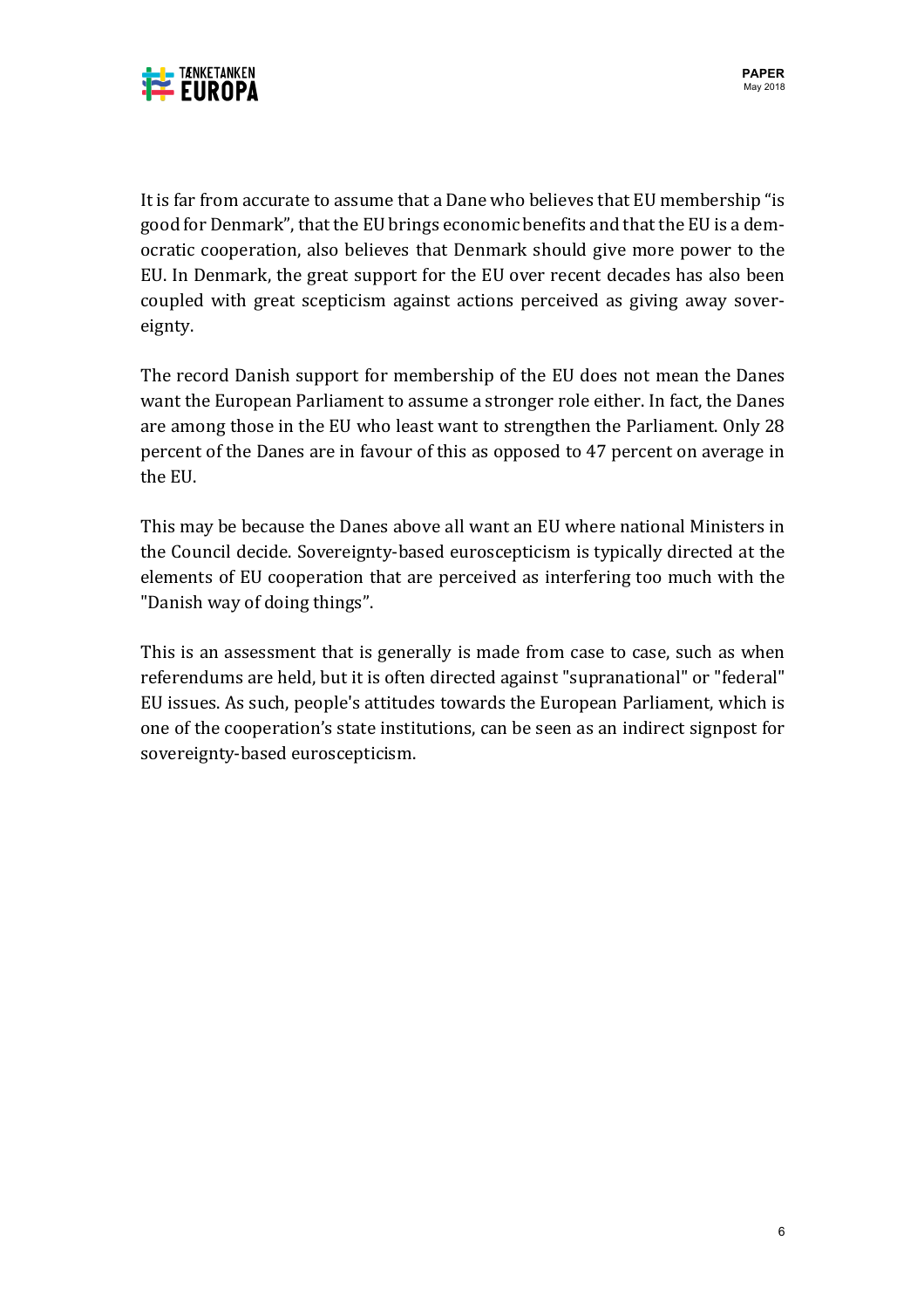It is far from accurate to assume that a Dane who believes that EU membership "is good for Denmark", that the EU brings economic benefits and that the EU is a democratic cooperation, also believes that Denmark should give more power to the EU. In Denmark, the great support for the EU over recent decades has also been coupled with great scepticism against actions perceived as giving away sovereignty.

The record Danish support for membership of the EU does not mean the Danes want the European Parliament to assume a stronger role either. In fact, the Danes are among those in the EU who least want to strengthen the Parliament. Only 28 percent of the Danes are in favour of this as opposed to 47 percent on average in the EU.

This may be because the Danes above all want an EU where national Ministers in the Council decide. Sovereignty-based euroscepticism is typically directed at the elements of EU cooperation that are perceived as interfering too much with the "Danish way of doing things".

This is an assessment that is generally is made from case to case, such as when referendums are held, but it is often directed against "supranational" or "federal" EU issues. As such, people's attitudes towards the European Parliament, which is one of the cooperation's state institutions, can be seen as an indirect signpost for sovereignty-based euroscepticism.